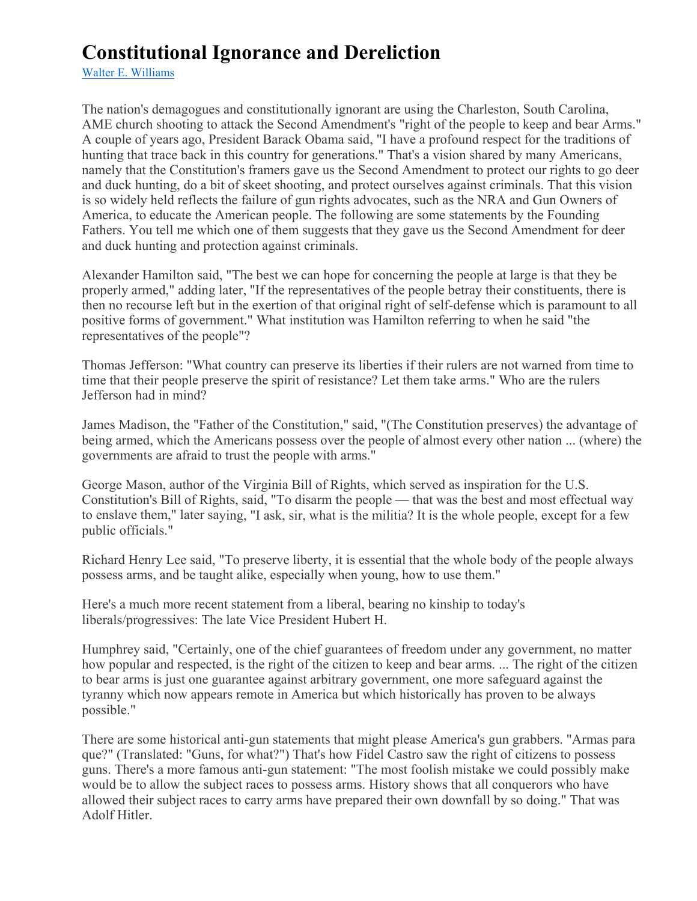# Constitutional Ignorance and Dereliction

Walter E. Williams

The nation's demagogues and constitutionally ignorant are using the Charleston, South Carolina, AME church shooting to attack the Second Amendment's "right of the people to keep and bear Arms." A couple of years ago, President Barack Obama said, "I have a profound respect for the traditions of hunting that trace back in this country for generations." That's a vision shared by many Americans, namely that the Constitution's framers gave us the Second Amendment to protect our rights to go deer and duck hunting, do a bit of skeet shooting, and protect ourselves against criminals. That this vision is so widely held reflects the failure of gun rights advocates, such as the NRA and Gun Owners of America, to educate the American people. The following are some statements by the Founding Fathers. You tell me which one of them suggests that they gave us the Second Amendment for deer and duck hunting and protection against criminals.

Alexander Hamilton said, "The best we can hope for concerning the people at large is that they be properly armed," adding later, "If the representatives of the people betray their constituents, there is then no recourse left but in the exertion of that original right of self-defense which is paramount to all positive forms of government." What institution was Hamilton referring to when he said "the representatives of the people"?

Thomas Jefferson: "What country can preserve its liberties if their rulers are not warned from time to time that their people preserve the spirit of resistance? Let them take arms." Who are the rulers Jefferson had in mind?

James Madison, the "Father of the Constitution," said, "(The Constitution preserves) the advantage of being armed, which the Americans possess over the people of almost every other nation ... (where) the governments are afraid to trust the people with arms."

George Mason, author of the Virginia Bill of Rights, which served as inspiration for the U.S. Constitution's Bill of Rights, said, "To disarm the people — that was the best and most effectual way to enslave them," later saying, "I ask, sir, what is the militia? It is the whole people, except for a few public officials."

Richard Henry Lee said, "To preserve liberty, it is essential that the whole body of the people always possess arms, and be taught alike, especially when young, how to use them."

Here's a much more recent statement from a liberal, bearing no kinship to today's liberals/progressives: The late Vice President Hubert H.

Humphrey said, "Certainly, one of the chief guarantees of freedom under any government, no matter how popular and respected, is the right of the citizen to keep and bear arms. ... The right of the citizen to bear arms is just one guarantee against arbitrary government, one more safeguard against the tyranny which now appears remote in America but which historically has proven to be always possible."

There are some historical anti-gun statements that might please America's gun grabbers. "Armas para que?" (Translated: "Guns, for what?") That's how Fidel Castro saw the right of citizens to possess guns. There's a more famous anti-gun statement: "The most foolish mistake we could possibly make would be to allow the subject races to possess arms. History shows that all conquerors who have allowed their subject races to carry arms have prepared their own downfall by so doing." That was Adolf Hitler.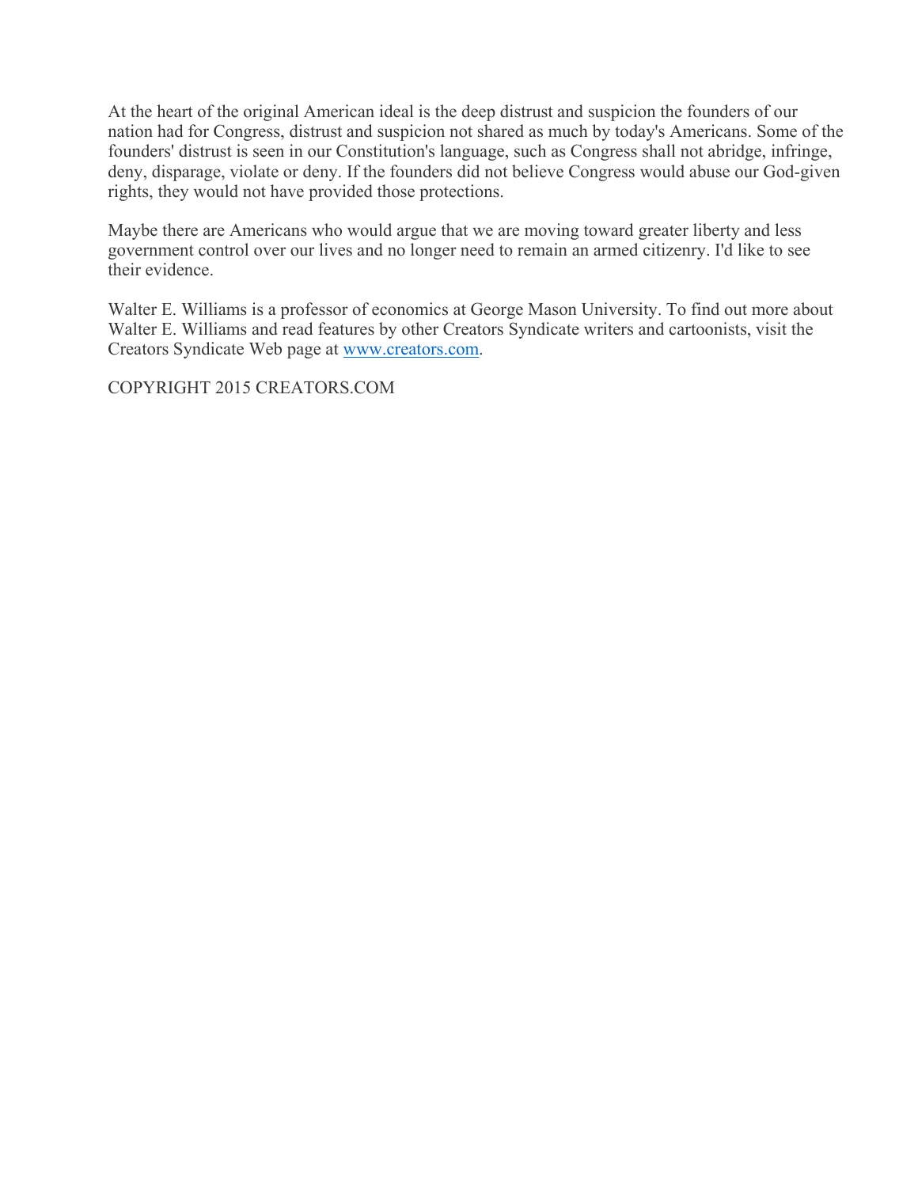At the heart of the original American ideal is the deep distrust and suspicion the founders of our nation had for Congress, distrust and suspicion not shared as much by today's Americans. Some of the founders' distrust is seen in our Constitution's language, such as Congress shall not abridge, infringe, deny, disparage, violate or deny. If the founders did not believe Congress would abuse our God-given rights, they would not have provided those protections.

Maybe there are Americans who would argue that we are moving toward greater liberty and less government control over our lives and no longer need to remain an armed citizenry. I'd like to see their evidence.

Walter E. Williams is a professor of economics at George Mason University. To find out more about Walter E. Williams and read features by other Creators Syndicate writers and cartoonists, visit the Creators Syndicate Web page at [www.creators.com](http://www.creators.com).

COPYRIGHT 2015 CREATORS.COM